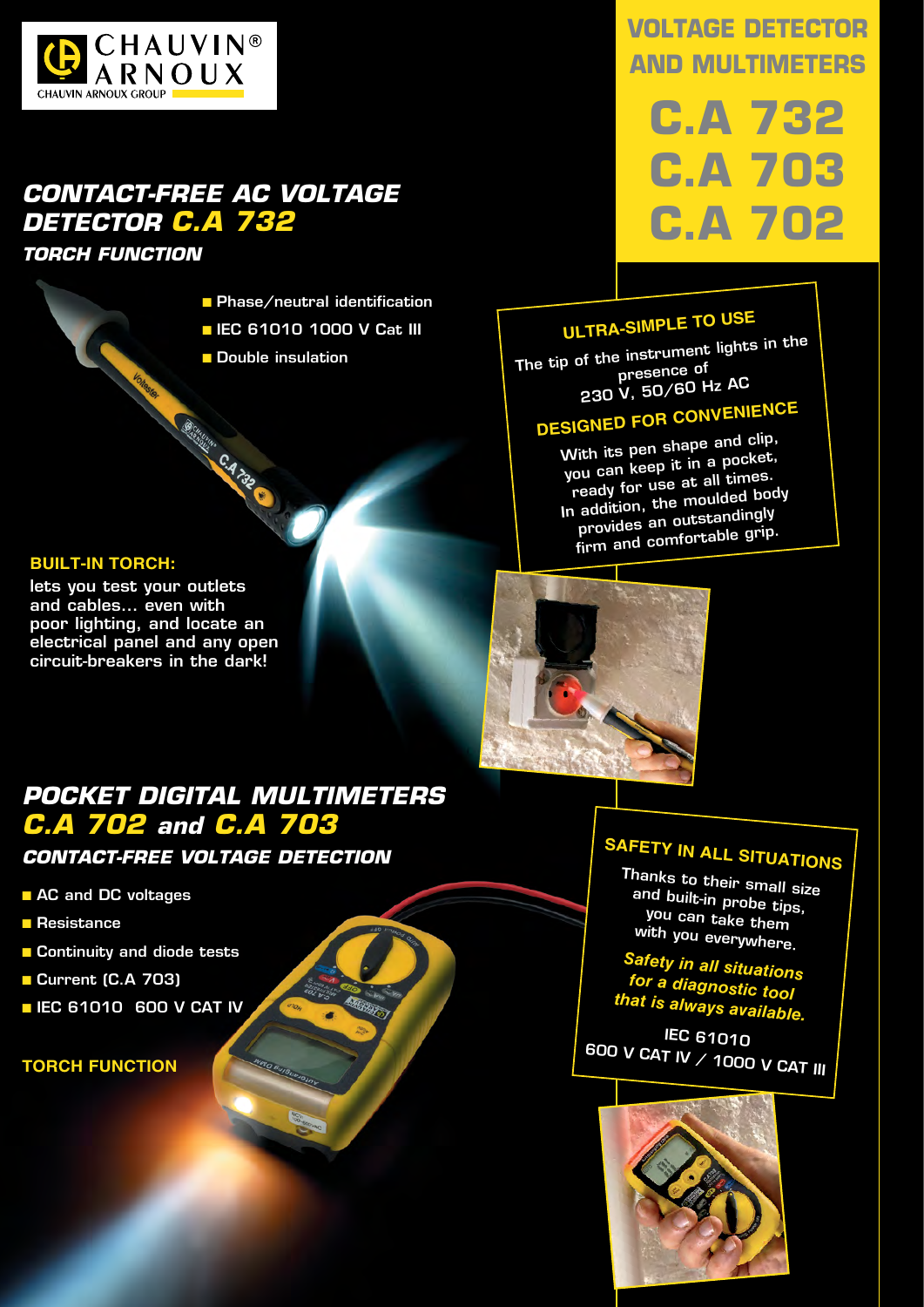CHAUVIN® ARNOUX
CHAUVIN ARNOUX GROUP

# VOLTAGE DETECTOR AND MULTIMETERS

# C.A 732
# C.A 703
# C.A 702

## CONTACT-FREE AC VOLTAGE DETECTOR C.A 732

### TORCH FUNCTION

- Phase/neutral identification
- IEC 61010 1000 V Cat III
- Double insulation

**BUILT-IN TORCH:**

lets you test your outlets and cables... even with poor lighting, and locate an electrical panel and any open circuit-breakers in the dark!

### ULTRA-SIMPLE TO USE

The tip of the instrument lights in the presence of 230 V, 50/60 Hz AC

### DESIGNED FOR CONVENIENCE

With its pen shape and clip, you can keep it in a pocket, ready for use at all times. In addition, the moulded body provides an outstandingly firm and comfortable grip.

## POCKET DIGITAL MULTIMETERS C.A 702 and C.A 703

### CONTACT-FREE VOLTAGE DETECTION

- AC and DC voltages
- Resistance
- Continuity and diode tests
- Current (C.A 703)
- IEC 61010 600 V CAT IV

**TORCH FUNCTION**

### SAFETY IN ALL SITUATIONS

Thanks to their small size and built-in probe tips, you can take them with you everywhere.

*Safety in all situations for a diagnostic tool that is always available.*

IEC 61010
600 V CAT IV / 1000 V CAT III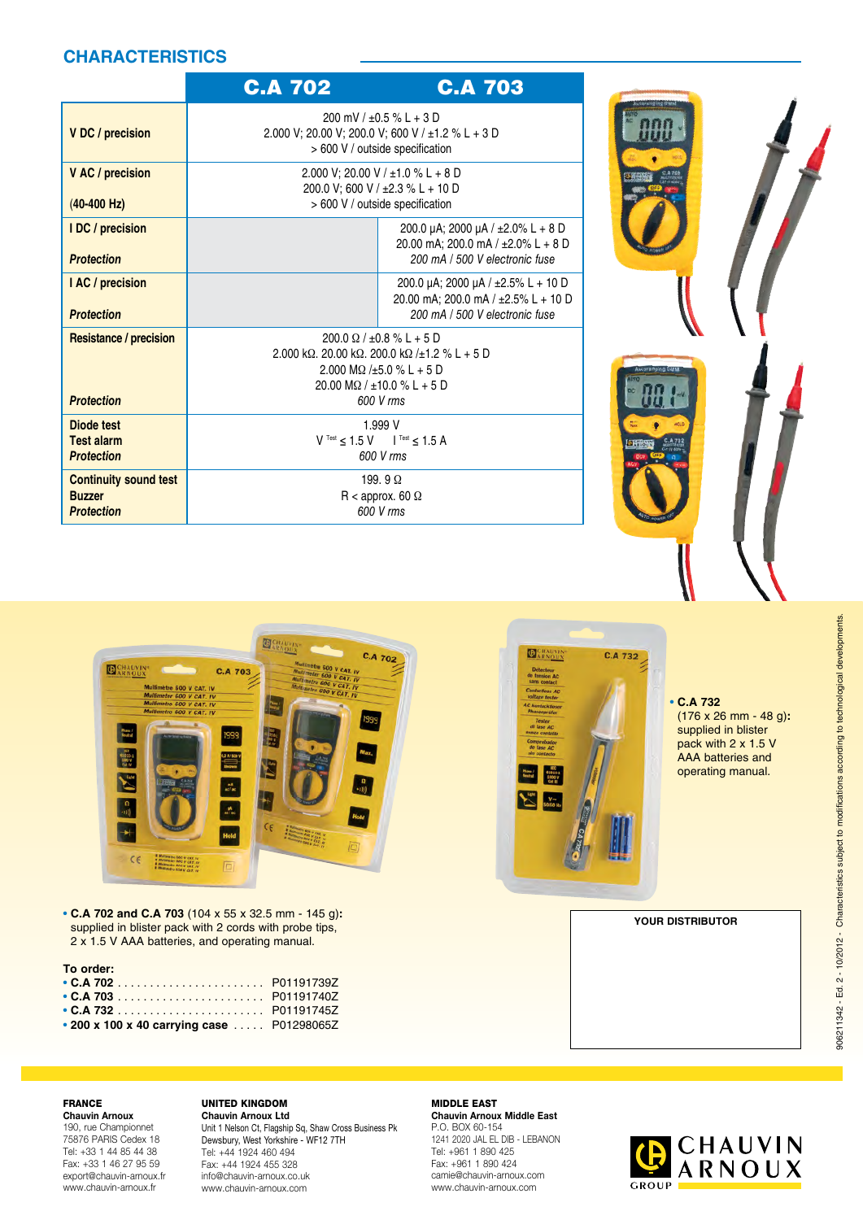## CHARACTERISTICS

| | C.A 702 | C.A 703 |
|---|---|---|
| **V DC / precision** | 200 mV / ±0.5 % L + 3 D<br>2.000 V; 20.00 V; 200.0 V; 600 V / ±1.2 % L + 3 D<br>> 600 V / outside specification | |
| **V AC / precision**<br><br>**(40-400 Hz)** | 2.000 V; 20.00 V / ±1.0 % L + 8 D<br>200.0 V; 600 V / ±2.3 % L + 10 D<br>> 600 V / outside specification | |
| **I DC / precision**<br><br>***Protection*** | | 200.0 µA; 2000 µA / ±2.0% L + 8 D<br>20.00 mA; 200.0 mA / ±2.0% L + 8 D<br>*200 mA / 500 V electronic fuse* |
| **I AC / precision**<br><br>***Protection*** | | 200.0 µA; 2000 µA / ±2.5% L + 10 D<br>20.00 mA; 200.0 mA / ±2.5% L + 10 D<br>*200 mA / 500 V electronic fuse* |
| **Resistance / precision**<br><br><br><br>***Protection*** | 200.0 Ω / ±0.8 % L + 5 D<br>2.000 kΩ. 20.00 kΩ. 200.0 kΩ /±1.2 % L + 5 D<br>2.000 MΩ /±5.0 % L + 5 D<br>20.00 MΩ / ±10.0 % L + 5 D<br>*600 V rms* | |
| **Diode test**<br>**Test alarm**<br>***Protection*** | 1.999 V<br>$V^{Test} \leq 1.5$ V    $I^{Test} \leq 1.5$ A<br>*600 V rms* | |
| **Continuity sound test**<br>**Buzzer**<br>***Protection*** | 199. 9 Ω<br>R < approx. 60 Ω<br>*600 V rms* | |

- **C.A 732** (176 x 26 mm - 48 g)**:** supplied in blister pack with 2 x 1.5 V AAA batteries and operating manual.

- **C.A 702 and C.A 703** (104 x 55 x 32.5 mm - 145 g)**:** supplied in blister pack with 2 cords with probe tips, 2 x 1.5 V AAA batteries, and operating manual.

**To order:**
- **C.A 702** ....................... P01191739Z
- **C.A 703** ....................... P01191740Z
- **C.A 732** ....................... P01191745Z
- **200 x 100 x 40 carrying case** ..... P01298065Z

**YOUR DISTRIBUTOR**

906211342 - Ed. 2 - 10/2012 - Characteristics subject to modifications according to technological developments.

**FRANCE**
**Chauvin Arnoux**
190, rue Championnet
75876 PARIS Cedex 18
Tel: +33 1 44 85 44 38
Fax: +33 1 46 27 95 59
export@chauvin-arnoux.fr
www.chauvin-arnoux.fr

**UNITED KINGDOM**
**Chauvin Arnoux Ltd**
Unit 1 Nelson Ct, Flagship Sq, Shaw Cross Business Pk
Dewsbury, West Yorkshire - WF12 7TH
Tel: +44 1924 460 494
Fax: +44 1924 455 328
info@chauvin-arnoux.co.uk
www.chauvin-arnoux.com

**MIDDLE EAST**
**Chauvin Arnoux Middle East**
P.O. BOX 60-154
1241 2020 JAL EL DIB - LEBANON
Tel: +961 1 890 425
Fax: +961 1 890 424
camie@chauvin-arnoux.com
www.chauvin-arnoux.com

CHAUVIN ARNOUX GROUP